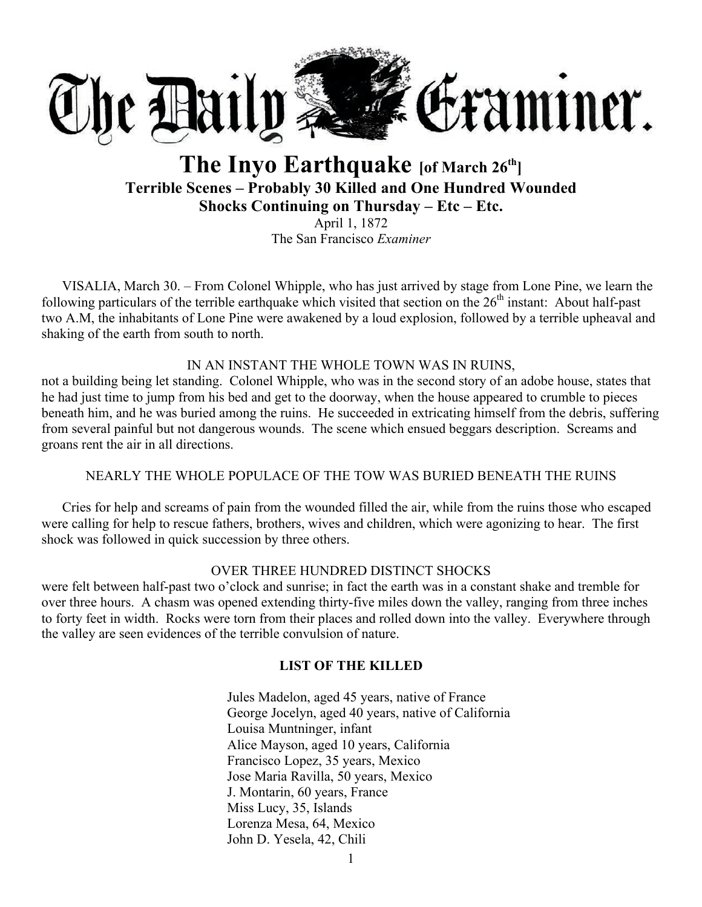# The Daily Examiner.

## The Inyo Earthquake [of March 26th]

### Terrible Scenes – Probably 30 Killed and One Hundred Wounded
### Shocks Continuing on Thursday – Etc – Etc.

April 1, 1872
The San Francisco *Examiner*

VISALIA, March 30. – From Colonel Whipple, who has just arrived by stage from Lone Pine, we learn the following particulars of the terrible earthquake which visited that section on the 26th instant: About half-past two A.M, the inhabitants of Lone Pine were awakened by a loud explosion, followed by a terrible upheaval and shaking of the earth from south to north.

IN AN INSTANT THE WHOLE TOWN WAS IN RUINS,

not a building being let standing. Colonel Whipple, who was in the second story of an adobe house, states that he had just time to jump from his bed and get to the doorway, when the house appeared to crumble to pieces beneath him, and he was buried among the ruins. He succeeded in extricating himself from the debris, suffering from several painful but not dangerous wounds. The scene which ensued beggars description. Screams and groans rent the air in all directions.

NEARLY THE WHOLE POPULACE OF THE TOW WAS BURIED BENEATH THE RUINS

Cries for help and screams of pain from the wounded filled the air, while from the ruins those who escaped were calling for help to rescue fathers, brothers, wives and children, which were agonizing to hear. The first shock was followed in quick succession by three others.

OVER THREE HUNDRED DISTINCT SHOCKS

were felt between half-past two o'clock and sunrise; in fact the earth was in a constant shake and tremble for over three hours. A chasm was opened extending thirty-five miles down the valley, ranging from three inches to forty feet in width. Rocks were torn from their places and rolled down into the valley. Everywhere through the valley are seen evidences of the terrible convulsion of nature.

**LIST OF THE KILLED**

Jules Madelon, aged 45 years, native of France
George Jocelyn, aged 40 years, native of California
Louisa Muntninger, infant
Alice Mayson, aged 10 years, California
Francisco Lopez, 35 years, Mexico
Jose Maria Ravilla, 50 years, Mexico
J. Montarin, 60 years, France
Miss Lucy, 35, Islands
Lorenza Mesa, 64, Mexico
John D. Yesela, 42, Chili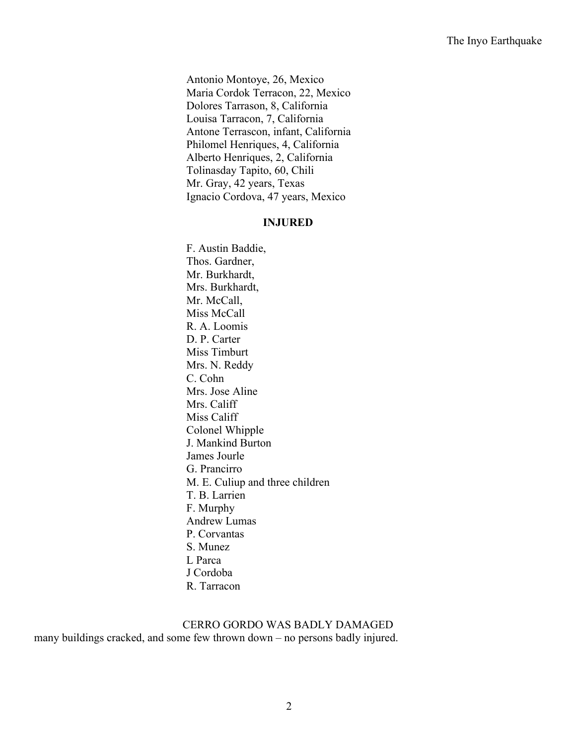Antonio Montoye, 26, Mexico
Maria Cordok Terracon, 22, Mexico
Dolores Tarrason, 8, California
Louisa Tarracon, 7, California
Antone Terrascon, infant, California
Philomel Henriques, 4, California
Alberto Henriques, 2, California
Tolinasday Tapito, 60, Chili
Mr. Gray, 42 years, Texas
Ignacio Cordova, 47 years, Mexico

**INJURED**

F. Austin Baddie,
Thos. Gardner,
Mr. Burkhardt,
Mrs. Burkhardt,
Mr. McCall,
Miss McCall
R. A. Loomis
D. P. Carter
Miss Timburt
Mrs. N. Reddy
C. Cohn
Mrs. Jose Aline
Mrs. Califf
Miss Califf
Colonel Whipple
J. Mankind Burton
James Jourle
G. Prancirro
M. E. Culiup and three children
T. B. Larrien
F. Murphy
Andrew Lumas
P. Corvantas
S. Munez
L Parca
J Cordoba
R. Tarracon

CERRO GORDO WAS BADLY DAMAGED
many buildings cracked, and some few thrown down – no persons badly injured.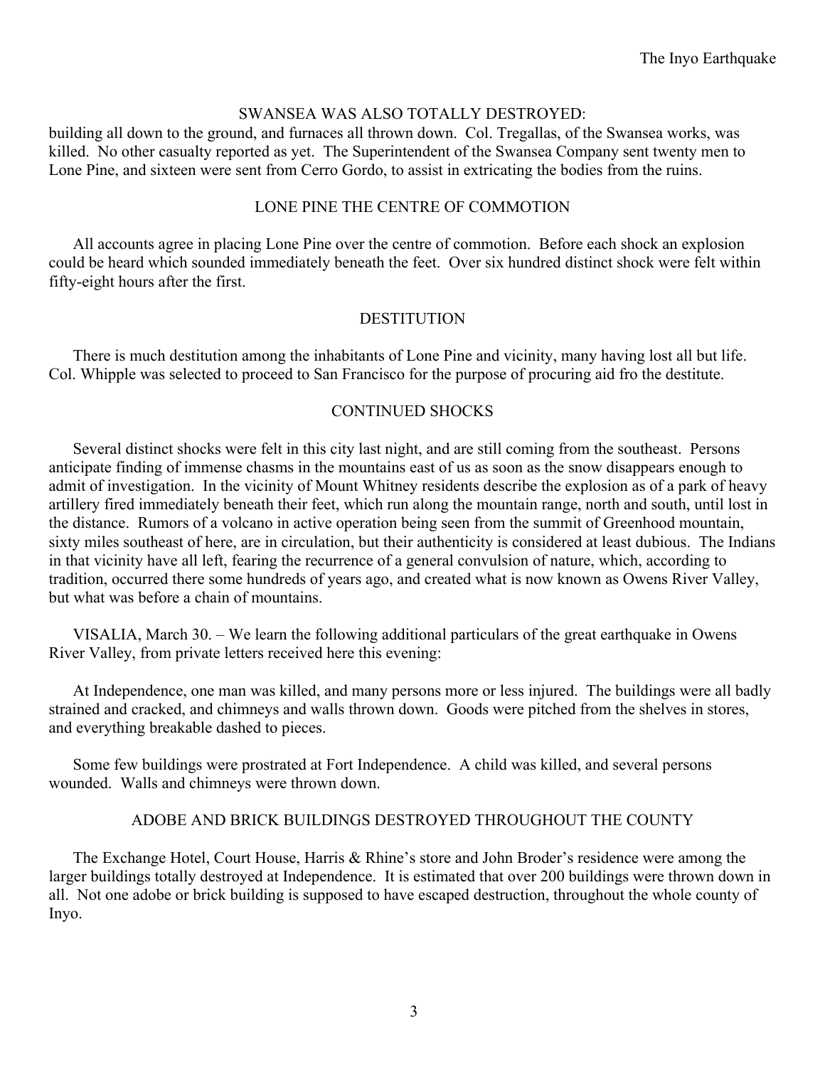## SWANSEA WAS ALSO TOTALLY DESTROYED:

building all down to the ground, and furnaces all thrown down. Col. Tregallas, of the Swansea works, was killed. No other casualty reported as yet. The Superintendent of the Swansea Company sent twenty men to Lone Pine, and sixteen were sent from Cerro Gordo, to assist in extricating the bodies from the ruins.

## LONE PINE THE CENTRE OF COMMOTION

All accounts agree in placing Lone Pine over the centre of commotion. Before each shock an explosion could be heard which sounded immediately beneath the feet. Over six hundred distinct shock were felt within fifty-eight hours after the first.

## DESTITUTION

There is much destitution among the inhabitants of Lone Pine and vicinity, many having lost all but life. Col. Whipple was selected to proceed to San Francisco for the purpose of procuring aid fro the destitute.

## CONTINUED SHOCKS

Several distinct shocks were felt in this city last night, and are still coming from the southeast. Persons anticipate finding of immense chasms in the mountains east of us as soon as the snow disappears enough to admit of investigation. In the vicinity of Mount Whitney residents describe the explosion as of a park of heavy artillery fired immediately beneath their feet, which run along the mountain range, north and south, until lost in the distance. Rumors of a volcano in active operation being seen from the summit of Greenhood mountain, sixty miles southeast of here, are in circulation, but their authenticity is considered at least dubious. The Indians in that vicinity have all left, fearing the recurrence of a general convulsion of nature, which, according to tradition, occurred there some hundreds of years ago, and created what is now known as Owens River Valley, but what was before a chain of mountains.

VISALIA, March 30. – We learn the following additional particulars of the great earthquake in Owens River Valley, from private letters received here this evening:

At Independence, one man was killed, and many persons more or less injured. The buildings were all badly strained and cracked, and chimneys and walls thrown down. Goods were pitched from the shelves in stores, and everything breakable dashed to pieces.

Some few buildings were prostrated at Fort Independence. A child was killed, and several persons wounded. Walls and chimneys were thrown down.

## ADOBE AND BRICK BUILDINGS DESTROYED THROUGHOUT THE COUNTY

The Exchange Hotel, Court House, Harris & Rhine's store and John Broder's residence were among the larger buildings totally destroyed at Independence. It is estimated that over 200 buildings were thrown down in all. Not one adobe or brick building is supposed to have escaped destruction, throughout the whole county of Inyo.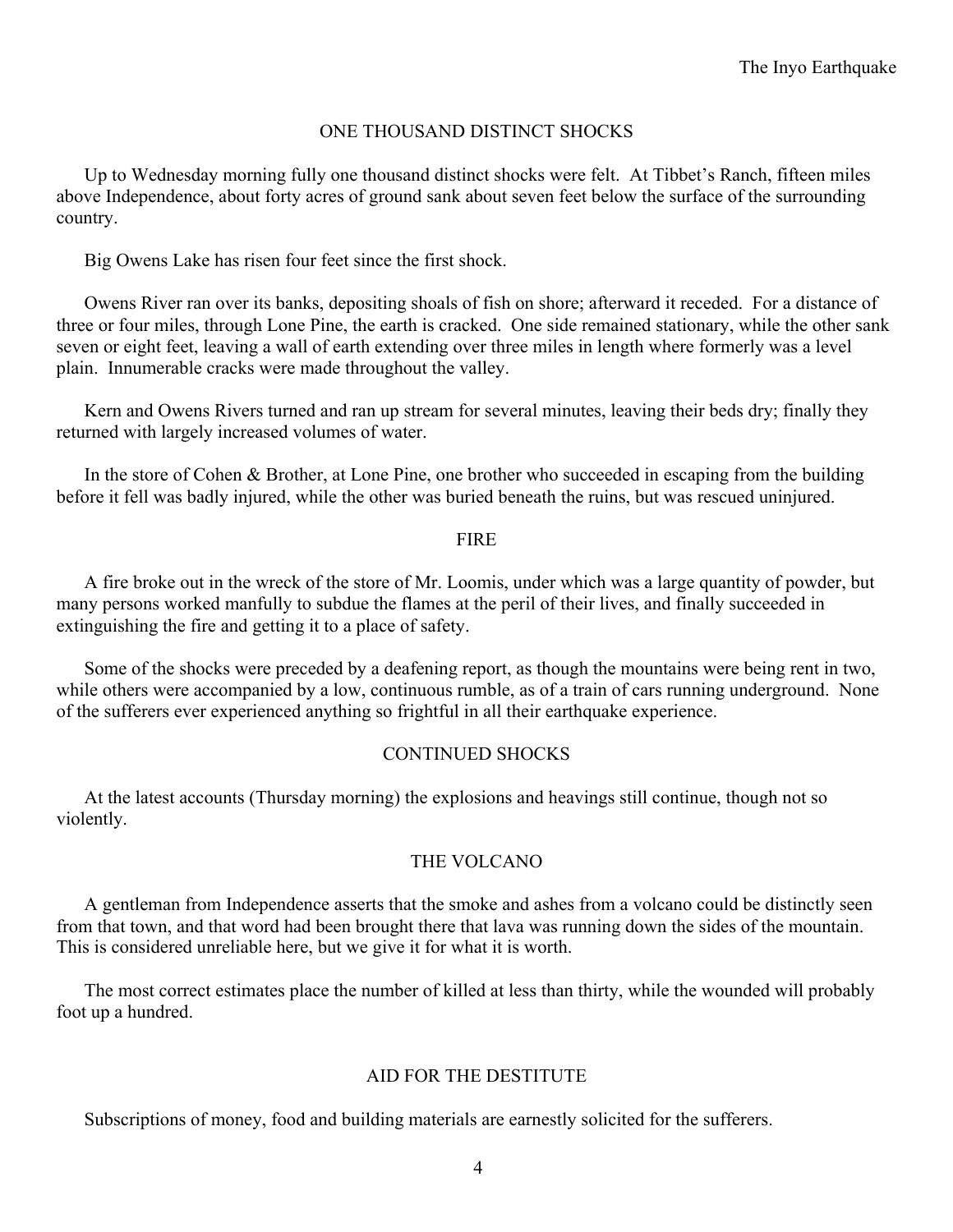## ONE THOUSAND DISTINCT SHOCKS

Up to Wednesday morning fully one thousand distinct shocks were felt. At Tibbet's Ranch, fifteen miles above Independence, about forty acres of ground sank about seven feet below the surface of the surrounding country.

Big Owens Lake has risen four feet since the first shock.

Owens River ran over its banks, depositing shoals of fish on shore; afterward it receded. For a distance of three or four miles, through Lone Pine, the earth is cracked. One side remained stationary, while the other sank seven or eight feet, leaving a wall of earth extending over three miles in length where formerly was a level plain. Innumerable cracks were made throughout the valley.

Kern and Owens Rivers turned and ran up stream for several minutes, leaving their beds dry; finally they returned with largely increased volumes of water.

In the store of Cohen & Brother, at Lone Pine, one brother who succeeded in escaping from the building before it fell was badly injured, while the other was buried beneath the ruins, but was rescued uninjured.

## FIRE

A fire broke out in the wreck of the store of Mr. Loomis, under which was a large quantity of powder, but many persons worked manfully to subdue the flames at the peril of their lives, and finally succeeded in extinguishing the fire and getting it to a place of safety.

Some of the shocks were preceded by a deafening report, as though the mountains were being rent in two, while others were accompanied by a low, continuous rumble, as of a train of cars running underground. None of the sufferers ever experienced anything so frightful in all their earthquake experience.

## CONTINUED SHOCKS

At the latest accounts (Thursday morning) the explosions and heavings still continue, though not so violently.

## THE VOLCANO

A gentleman from Independence asserts that the smoke and ashes from a volcano could be distinctly seen from that town, and that word had been brought there that lava was running down the sides of the mountain. This is considered unreliable here, but we give it for what it is worth.

The most correct estimates place the number of killed at less than thirty, while the wounded will probably foot up a hundred.

## AID FOR THE DESTITUTE

Subscriptions of money, food and building materials are earnestly solicited for the sufferers.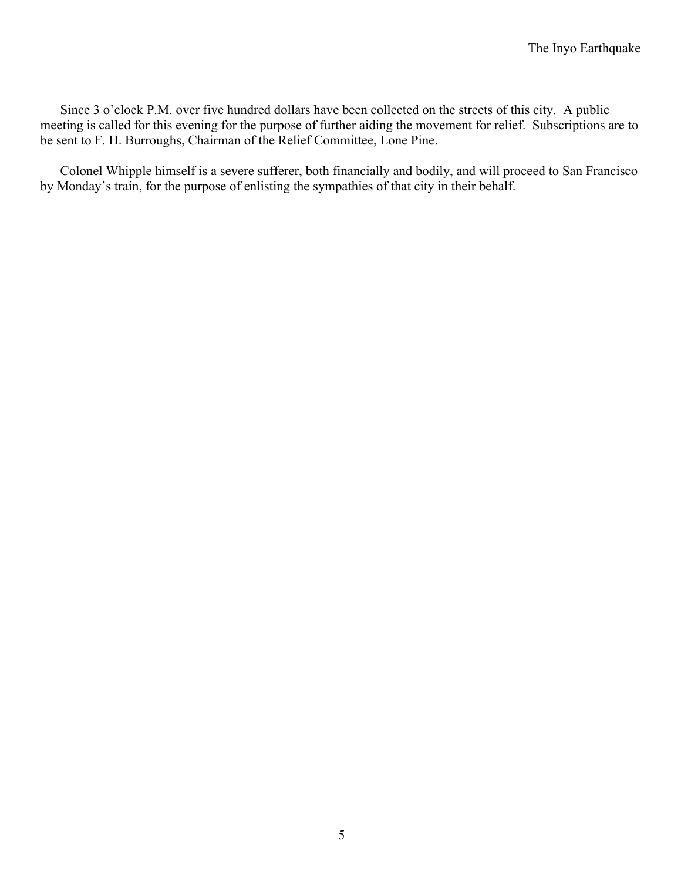Since 3 o'clock P.M. over five hundred dollars have been collected on the streets of this city. A public meeting is called for this evening for the purpose of further aiding the movement for relief. Subscriptions are to be sent to F. H. Burroughs, Chairman of the Relief Committee, Lone Pine.

Colonel Whipple himself is a severe sufferer, both financially and bodily, and will proceed to San Francisco by Monday's train, for the purpose of enlisting the sympathies of that city in their behalf.